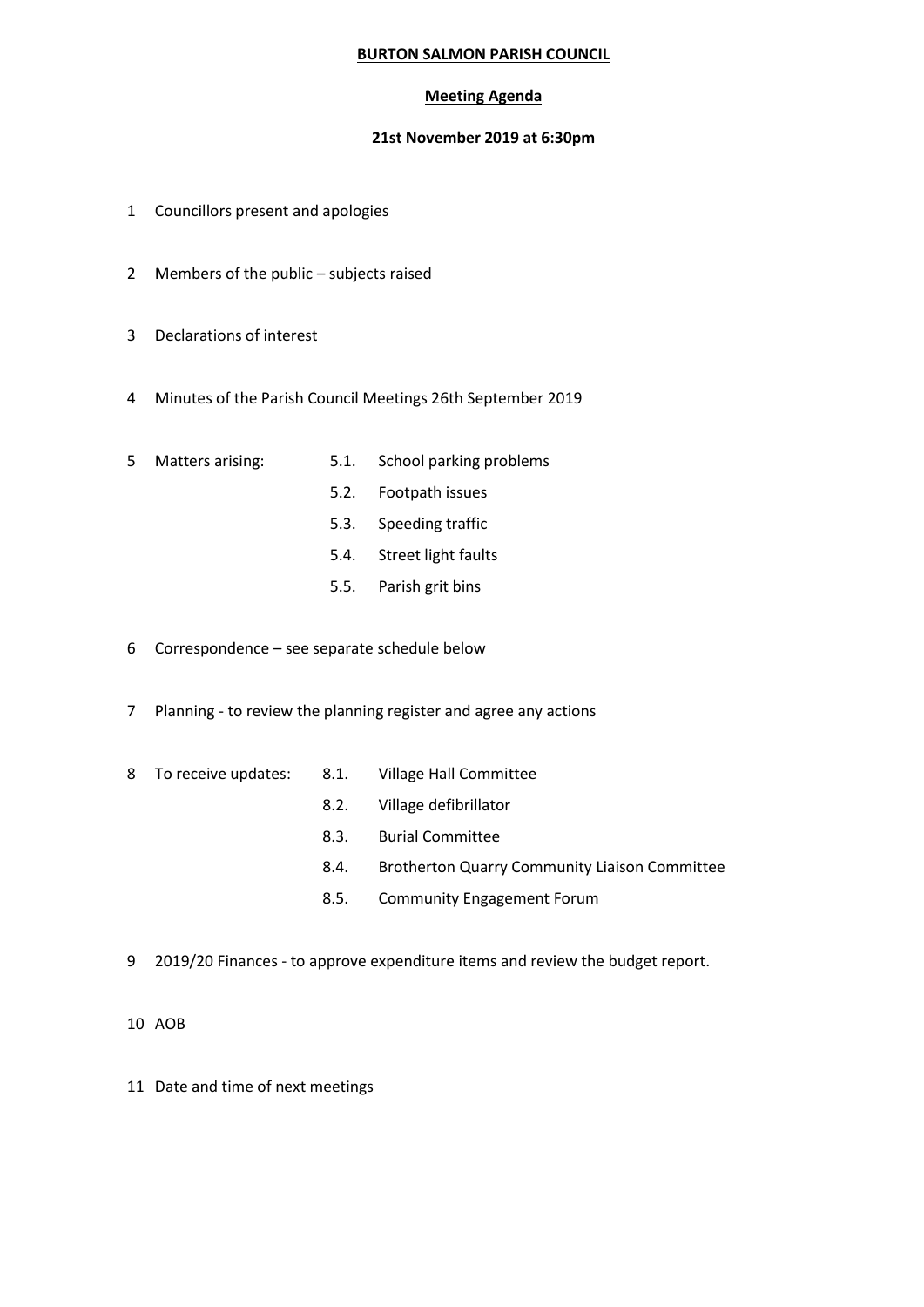**BURTON SALMON PARISH COUNCIL**

**Meeting Agenda**

**21st November 2019 at 6:30pm**

1 Councillors present and apologies

2 Members of the public – subjects raised

3 Declarations of interest

4 Minutes of the Parish Council Meetings 26th September 2019

5 Matters arising:
   - 5.1. School parking problems
   - 5.2. Footpath issues
   - 5.3. Speeding traffic
   - 5.4. Street light faults
   - 5.5. Parish grit bins

6 Correspondence – see separate schedule below

7 Planning - to review the planning register and agree any actions

8 To receive updates:
   - 8.1. Village Hall Committee
   - 8.2. Village defibrillator
   - 8.3. Burial Committee
   - 8.4. Brotherton Quarry Community Liaison Committee
   - 8.5. Community Engagement Forum

9 2019/20 Finances - to approve expenditure items and review the budget report.

10 AOB

11 Date and time of next meetings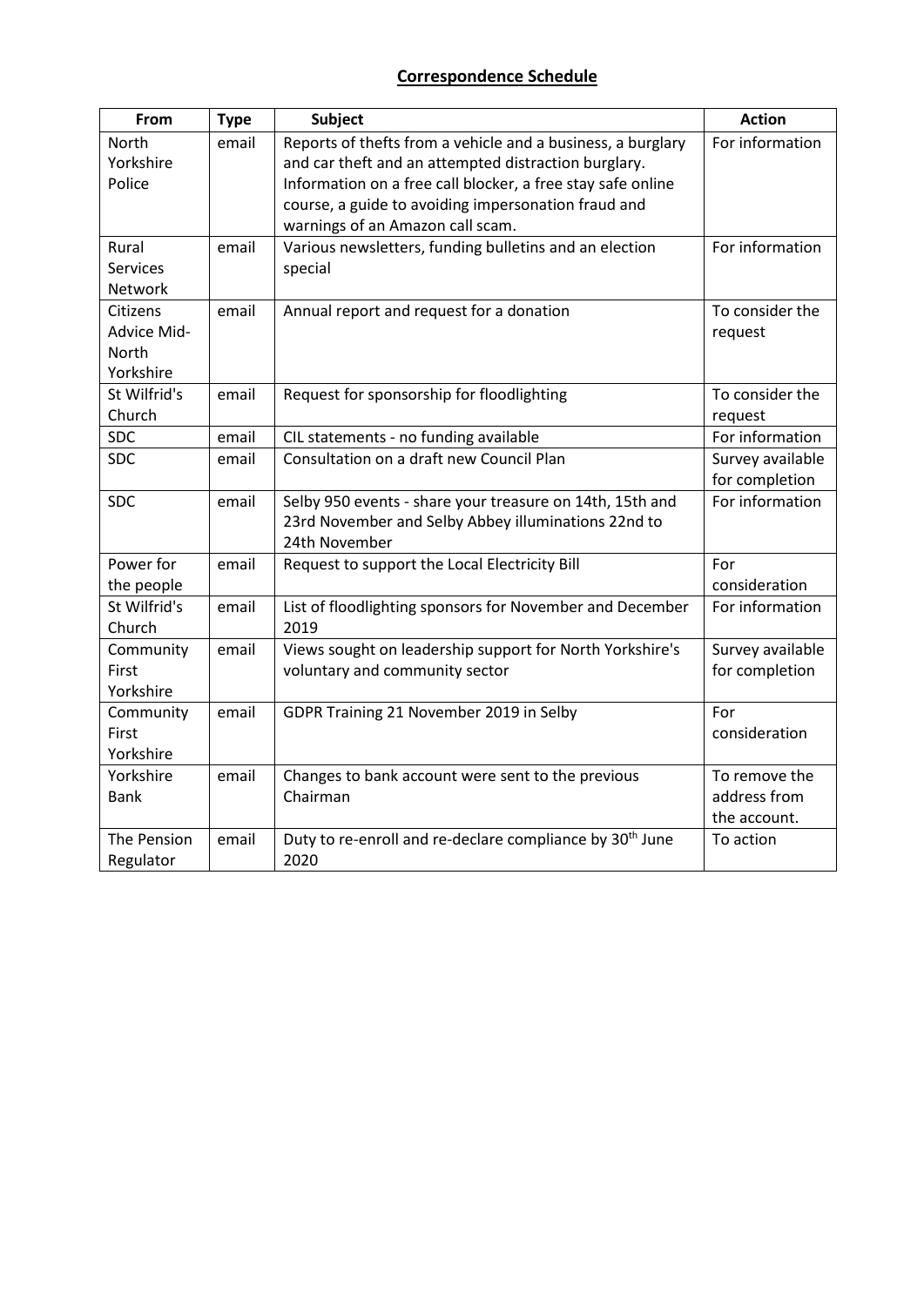**Correspondence Schedule**

| From | Type | Subject | Action |
|---|---|---|---|
| North Yorkshire Police | email | Reports of thefts from a vehicle and a business, a burglary and car theft and an attempted distraction burglary. Information on a free call blocker, a free stay safe online course, a guide to avoiding impersonation fraud and warnings of an Amazon call scam. | For information |
| Rural Services Network | email | Various newsletters, funding bulletins and an election special | For information |
| Citizens Advice Mid-North Yorkshire | email | Annual report and request for a donation | To consider the request |
| St Wilfrid's Church | email | Request for sponsorship for floodlighting | To consider the request |
| SDC | email | CIL statements - no funding available | For information |
| SDC | email | Consultation on a draft new Council Plan | Survey available for completion |
| SDC | email | Selby 950 events - share your treasure on 14th, 15th and 23rd November and Selby Abbey illuminations 22nd to 24th November | For information |
| Power for the people | email | Request to support the Local Electricity Bill | For consideration |
| St Wilfrid's Church | email | List of floodlighting sponsors for November and December 2019 | For information |
| Community First Yorkshire | email | Views sought on leadership support for North Yorkshire's voluntary and community sector | Survey available for completion |
| Community First Yorkshire | email | GDPR Training 21 November 2019 in Selby | For consideration |
| Yorkshire Bank | email | Changes to bank account were sent to the previous Chairman | To remove the address from the account. |
| The Pension Regulator | email | Duty to re-enroll and re-declare compliance by 30th June 2020 | To action |